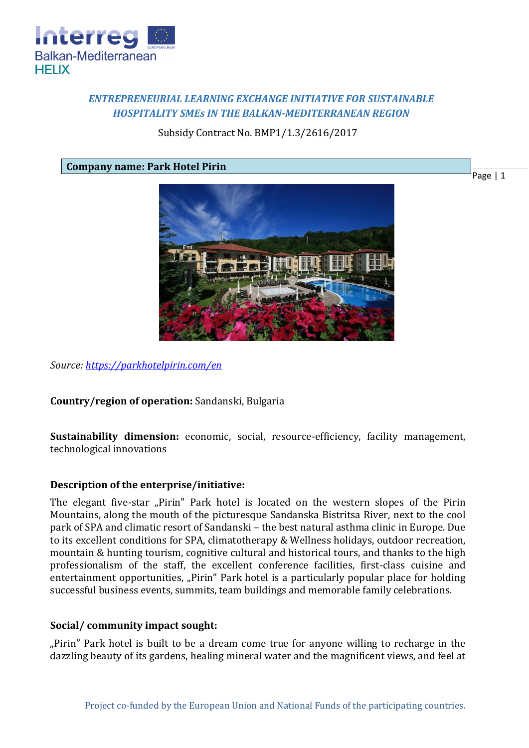*ENTREPRENEURIAL LEARNING EXCHANGE INITIATIVE FOR SUSTAINABLE HOSPITALITY SMEs IN THE BALKAN-MEDITERRANEAN REGION*

Subsidy Contract No. BMP1/1.3/2616/2017

**Company name: Park Hotel Pirin**

*Source: https://parkhotelpirin.com/en*

**Country/region of operation:** Sandanski, Bulgaria

**Sustainability dimension:** economic, social, resource-efficiency, facility management, technological innovations

**Description of the enterprise/initiative:**

The elegant five-star „Pirin" Park hotel is located on the western slopes of the Pirin Mountains, along the mouth of the picturesque Sandanska Bistritsa River, next to the cool park of SPA and climatic resort of Sandanski – the best natural asthma clinic in Europe. Due to its excellent conditions for SPA, climatotherapy & Wellness holidays, outdoor recreation, mountain & hunting tourism, cognitive cultural and historical tours, and thanks to the high professionalism of the staff, the excellent conference facilities, first-class cuisine and entertainment opportunities, „Pirin" Park hotel is a particularly popular place for holding successful business events, summits, team buildings and memorable family celebrations.

**Social/ community impact sought:**

„Pirin" Park hotel is built to be a dream come true for anyone willing to recharge in the dazzling beauty of its gardens, healing mineral water and the magnificent views, and feel at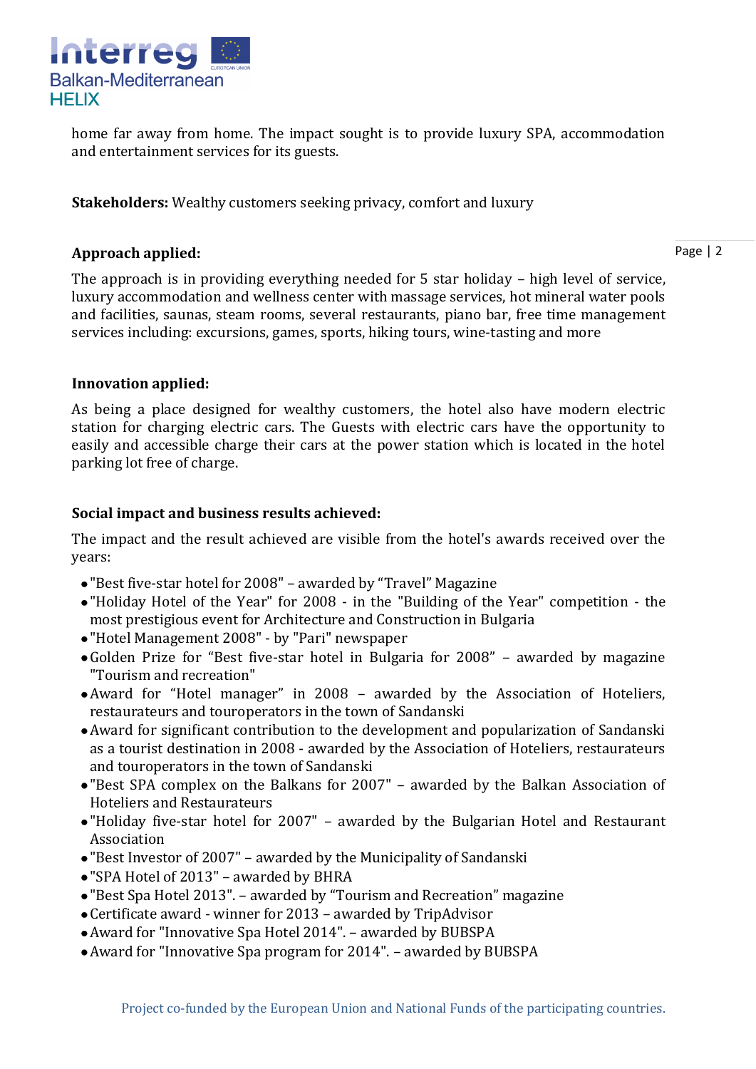home far away from home. The impact sought is to provide luxury SPA, accommodation and entertainment services for its guests.

**Stakeholders:** Wealthy customers seeking privacy, comfort and luxury

**Approach applied:**

The approach is in providing everything needed for 5 star holiday – high level of service, luxury accommodation and wellness center with massage services, hot mineral water pools and facilities, saunas, steam rooms, several restaurants, piano bar, free time management services including: excursions, games, sports, hiking tours, wine-tasting and more

**Innovation applied:**

As being a place designed for wealthy customers, the hotel also have modern electric station for charging electric cars. The Guests with electric cars have the opportunity to easily and accessible charge their cars at the power station which is located in the hotel parking lot free of charge.

**Social impact and business results achieved:**

The impact and the result achieved are visible from the hotel's awards received over the years:

- "Best five-star hotel for 2008" – awarded by "Travel" Magazine
- "Holiday Hotel of the Year" for 2008 - in the "Building of the Year" competition - the most prestigious event for Architecture and Construction in Bulgaria
- "Hotel Management 2008" - by "Pari" newspaper
- Golden Prize for "Best five-star hotel in Bulgaria for 2008" – awarded by magazine "Tourism and recreation"
- Award for "Hotel manager" in 2008 – awarded by the Association of Hoteliers, restaurateurs and touroperators in the town of Sandanski
- Award for significant contribution to the development and popularization of Sandanski as a tourist destination in 2008 - awarded by the Association of Hoteliers, restaurateurs and touroperators in the town of Sandanski
- "Best SPA complex on the Balkans for 2007" – awarded by the Balkan Association of Hoteliers and Restaurateurs
- "Holiday five-star hotel for 2007" – awarded by the Bulgarian Hotel and Restaurant Association
- "Best Investor of 2007" – awarded by the Municipality of Sandanski
- "SPA Hotel of 2013" – awarded by BHRA
- "Best Spa Hotel 2013". – awarded by "Tourism and Recreation" magazine
- Certificate award - winner for 2013 – awarded by TripAdvisor
- Award for "Innovative Spa Hotel 2014". – awarded by BUBSPA
- Award for "Innovative Spa program for 2014". – awarded by BUBSPA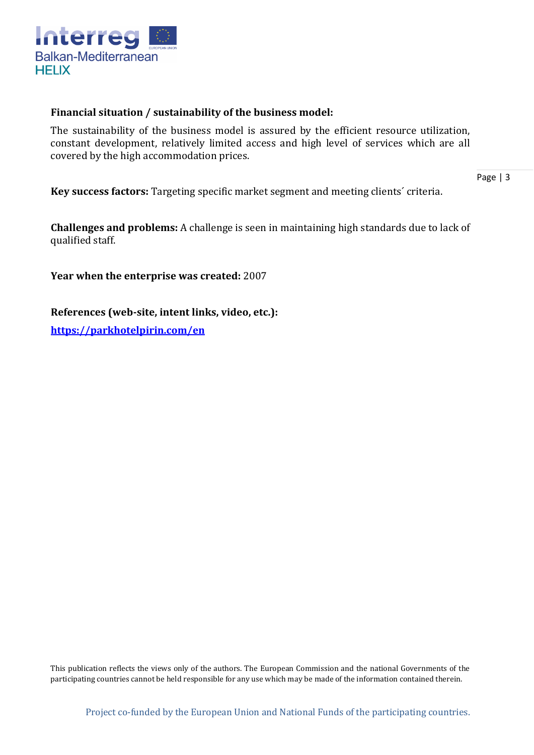**Financial situation / sustainability of the business model:**

The sustainability of the business model is assured by the efficient resource utilization, constant development, relatively limited access and high level of services which are all covered by the high accommodation prices.

**Key success factors:** Targeting specific market segment and meeting clients´ criteria.

**Challenges and problems:** A challenge is seen in maintaining high standards due to lack of qualified staff.

**Year when the enterprise was created:** 2007

**References (web-site, intent links, video, etc.):**

**https://parkhotelpirin.com/en**

This publication reflects the views only of the authors. The European Commission and the national Governments of the participating countries cannot be held responsible for any use which may be made of the information contained therein.

Project co-funded by the European Union and National Funds of the participating countries.